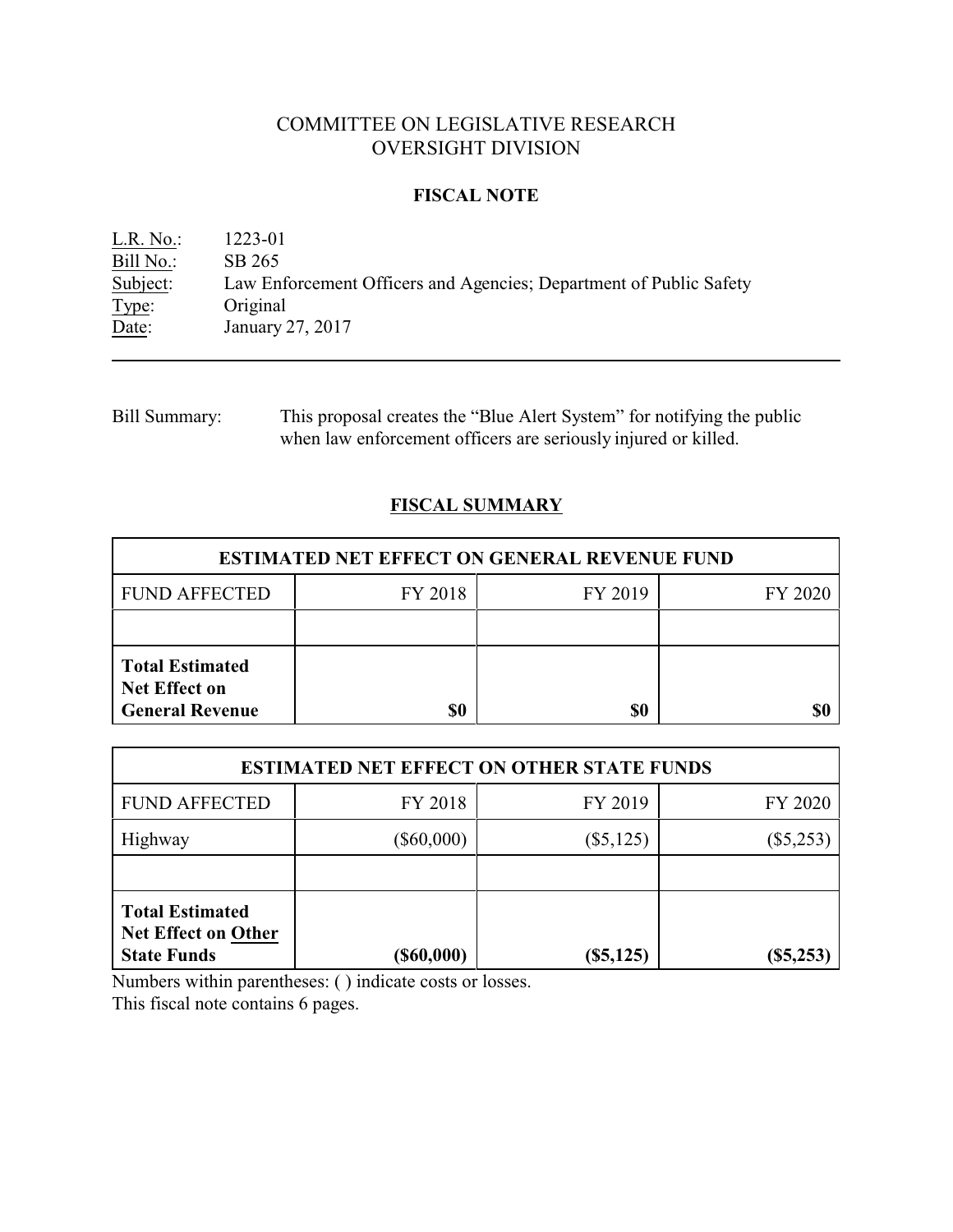# COMMITTEE ON LEGISLATIVE RESEARCH
# OVERSIGHT DIVISION

## FISCAL NOTE

L.R. No.: 1223-01
Bill No.: SB 265
Subject: Law Enforcement Officers and Agencies; Department of Public Safety
Type: Original
Date: January 27, 2017

---

Bill Summary: This proposal creates the "Blue Alert System" for notifying the public when law enforcement officers are seriously injured or killed.

## FISCAL SUMMARY

| ESTIMATED NET EFFECT ON GENERAL REVENUE FUND | | | |
|---|---|---|---|
| FUND AFFECTED | FY 2018 | FY 2019 | FY 2020 |
| | | | |
| **Total Estimated Net Effect on General Revenue** | **$0** | **$0** | **$0** |

| ESTIMATED NET EFFECT ON OTHER STATE FUNDS | | | |
|---|---|---|---|
| FUND AFFECTED | FY 2018 | FY 2019 | FY 2020 |
| Highway | ($60,000) | ($5,125) | ($5,253) |
| | | | |
| **Total Estimated Net Effect on Other State Funds** | **($60,000)** | **($5,125)** | **($5,253)** |

Numbers within parentheses: ( ) indicate costs or losses.
This fiscal note contains 6 pages.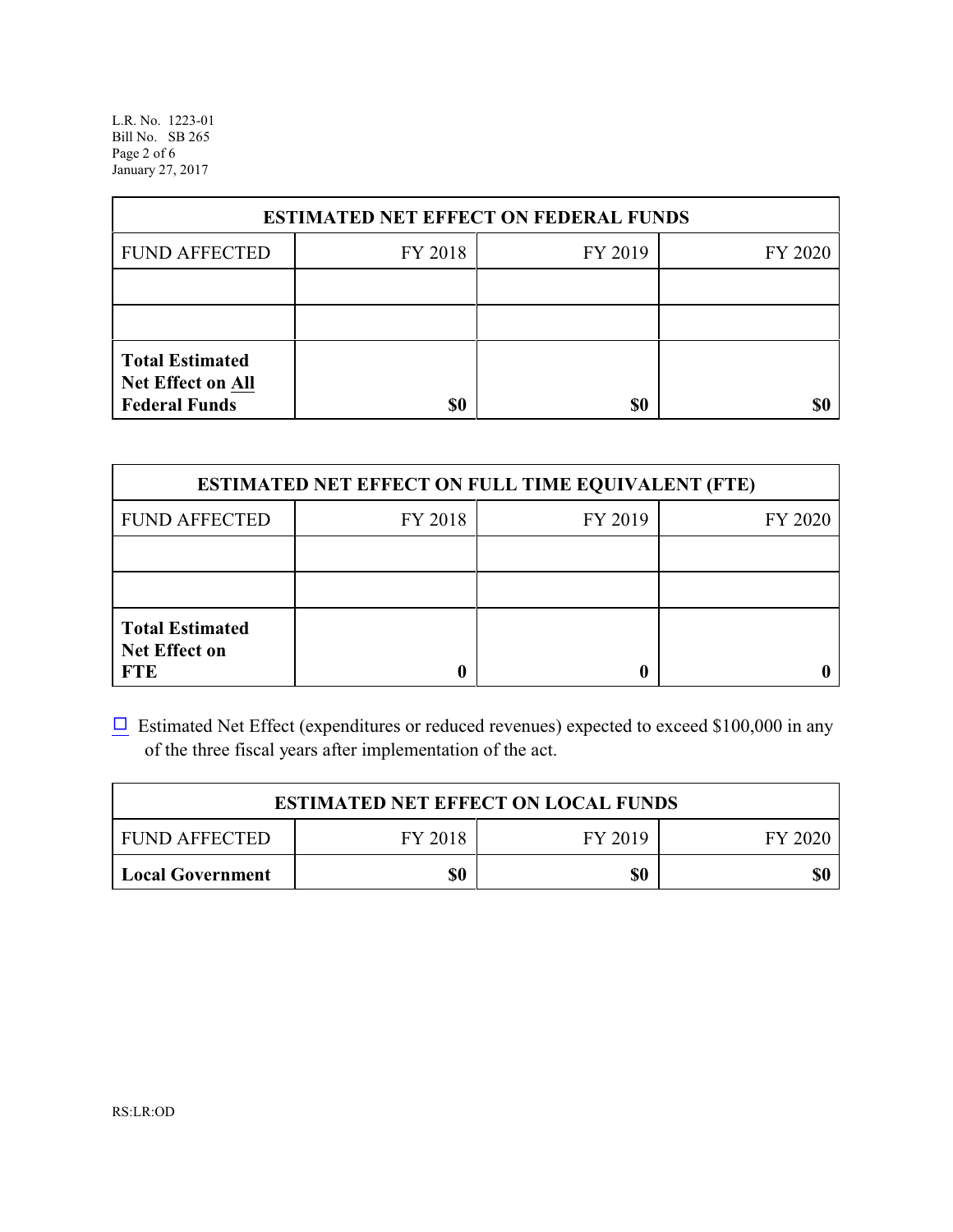| ESTIMATED NET EFFECT ON FEDERAL FUNDS | | | |
|---|---|---|---|
| FUND AFFECTED | FY 2018 | FY 2019 | FY 2020 |
| | | | |
| | | | |
| **Total Estimated Net Effect on All Federal Funds** | **$0** | **$0** | **$0** |

| ESTIMATED NET EFFECT ON FULL TIME EQUIVALENT (FTE) | | | |
|---|---|---|---|
| FUND AFFECTED | FY 2018 | FY 2019 | FY 2020 |
| | | | |
| | | | |
| **Total Estimated Net Effect on FTE** | **0** | **0** | **0** |

☐ Estimated Net Effect (expenditures or reduced revenues) expected to exceed $100,000 in any of the three fiscal years after implementation of the act.

| ESTIMATED NET EFFECT ON LOCAL FUNDS | | | |
|---|---|---|---|
| FUND AFFECTED | FY 2018 | FY 2019 | FY 2020 |
| **Local Government** | **$0** | **$0** | **$0** |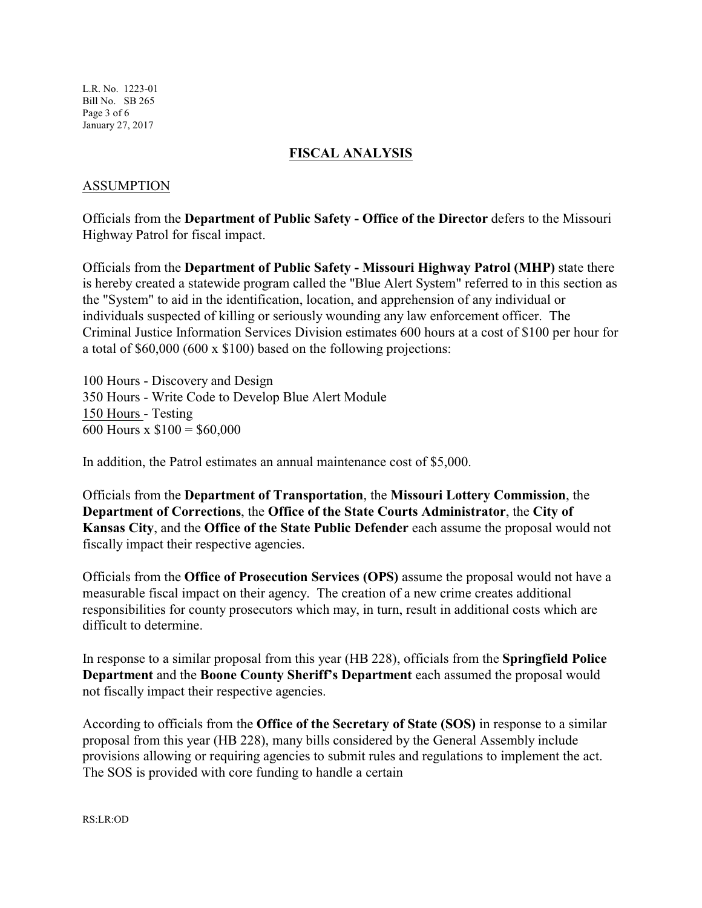## FISCAL ANALYSIS

### ASSUMPTION

Officials from the **Department of Public Safety - Office of the Director** defers to the Missouri Highway Patrol for fiscal impact.

Officials from the **Department of Public Safety - Missouri Highway Patrol (MHP)** state there is hereby created a statewide program called the "Blue Alert System" referred to in this section as the "System" to aid in the identification, location, and apprehension of any individual or individuals suspected of killing or seriously wounding any law enforcement officer. The Criminal Justice Information Services Division estimates 600 hours at a cost of $100 per hour for a total of $60,000 (600 x $100) based on the following projections:

100 Hours - Discovery and Design
350 Hours - Write Code to Develop Blue Alert Module
150 Hours - Testing
600 Hours x $100 = $60,000

In addition, the Patrol estimates an annual maintenance cost of $5,000.

Officials from the **Department of Transportation**, the **Missouri Lottery Commission**, the **Department of Corrections**, the **Office of the State Courts Administrator**, the **City of Kansas City**, and the **Office of the State Public Defender** each assume the proposal would not fiscally impact their respective agencies.

Officials from the **Office of Prosecution Services (OPS)** assume the proposal would not have a measurable fiscal impact on their agency. The creation of a new crime creates additional responsibilities for county prosecutors which may, in turn, result in additional costs which are difficult to determine.

In response to a similar proposal from this year (HB 228), officials from the **Springfield Police Department** and the **Boone County Sheriff's Department** each assumed the proposal would not fiscally impact their respective agencies.

According to officials from the **Office of the Secretary of State (SOS)** in response to a similar proposal from this year (HB 228), many bills considered by the General Assembly include provisions allowing or requiring agencies to submit rules and regulations to implement the act. The SOS is provided with core funding to handle a certain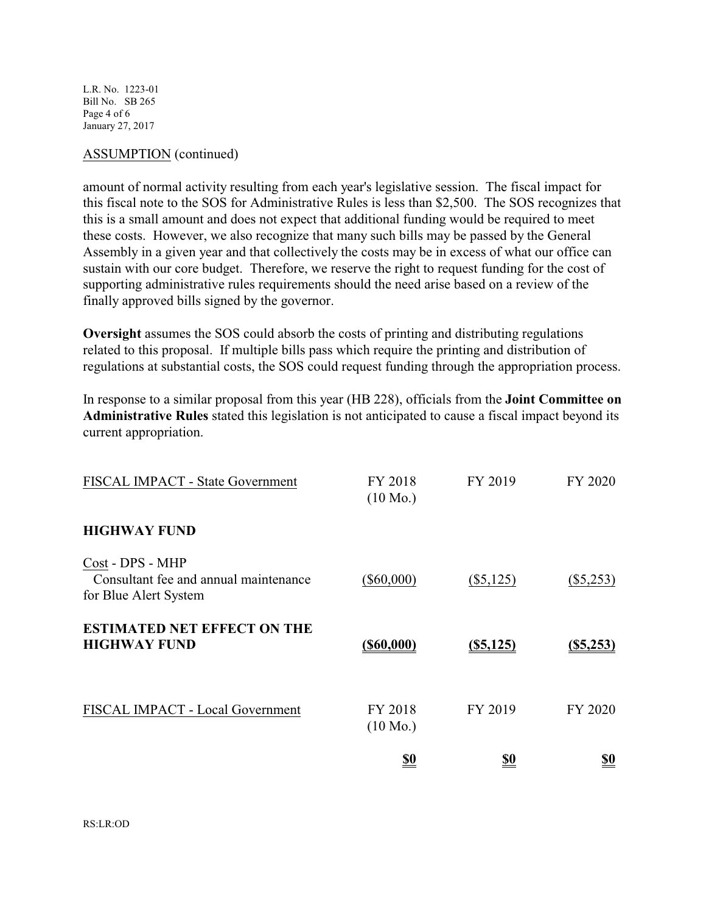ASSUMPTION (continued)

amount of normal activity resulting from each year's legislative session. The fiscal impact for this fiscal note to the SOS for Administrative Rules is less than $2,500. The SOS recognizes that this is a small amount and does not expect that additional funding would be required to meet these costs. However, we also recognize that many such bills may be passed by the General Assembly in a given year and that collectively the costs may be in excess of what our office can sustain with our core budget. Therefore, we reserve the right to request funding for the cost of supporting administrative rules requirements should the need arise based on a review of the finally approved bills signed by the governor.

**Oversight** assumes the SOS could absorb the costs of printing and distributing regulations related to this proposal. If multiple bills pass which require the printing and distribution of regulations at substantial costs, the SOS could request funding through the appropriation process.

In response to a similar proposal from this year (HB 228), officials from the **Joint Committee on Administrative Rules** stated this legislation is not anticipated to cause a fiscal impact beyond its current appropriation.

| FISCAL IMPACT - State Government | FY 2018 (10 Mo.) | FY 2019 | FY 2020 |
|---|---|---|---|
| **HIGHWAY FUND** | | | |
| Cost - DPS - MHP<br>Consultant fee and annual maintenance for Blue Alert System | ($60,000) | ($5,125) | ($5,253) |
| **ESTIMATED NET EFFECT ON THE HIGHWAY FUND** | **($60,000)** | **($5,125)** | **($5,253)** |

| FISCAL IMPACT - Local Government | FY 2018 (10 Mo.) | FY 2019 | FY 2020 |
|---|---|---|---|
| | **$0** | **$0** | **$0** |

RS:LR:OD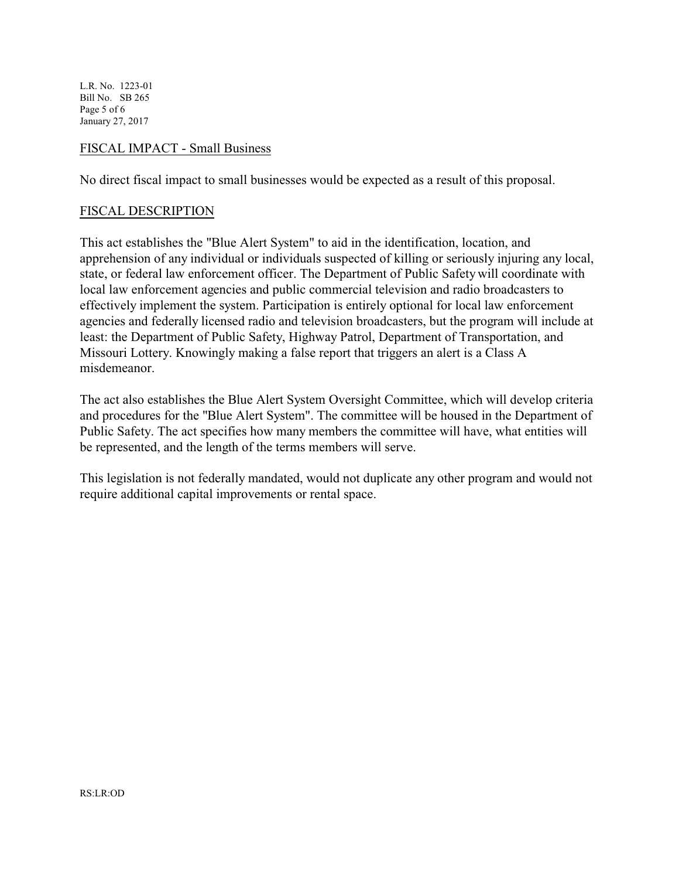## FISCAL IMPACT - Small Business

No direct fiscal impact to small businesses would be expected as a result of this proposal.

## FISCAL DESCRIPTION

This act establishes the "Blue Alert System" to aid in the identification, location, and apprehension of any individual or individuals suspected of killing or seriously injuring any local, state, or federal law enforcement officer. The Department of Public Safety will coordinate with local law enforcement agencies and public commercial television and radio broadcasters to effectively implement the system. Participation is entirely optional for local law enforcement agencies and federally licensed radio and television broadcasters, but the program will include at least: the Department of Public Safety, Highway Patrol, Department of Transportation, and Missouri Lottery. Knowingly making a false report that triggers an alert is a Class A misdemeanor.

The act also establishes the Blue Alert System Oversight Committee, which will develop criteria and procedures for the "Blue Alert System". The committee will be housed in the Department of Public Safety. The act specifies how many members the committee will have, what entities will be represented, and the length of the terms members will serve.

This legislation is not federally mandated, would not duplicate any other program and would not require additional capital improvements or rental space.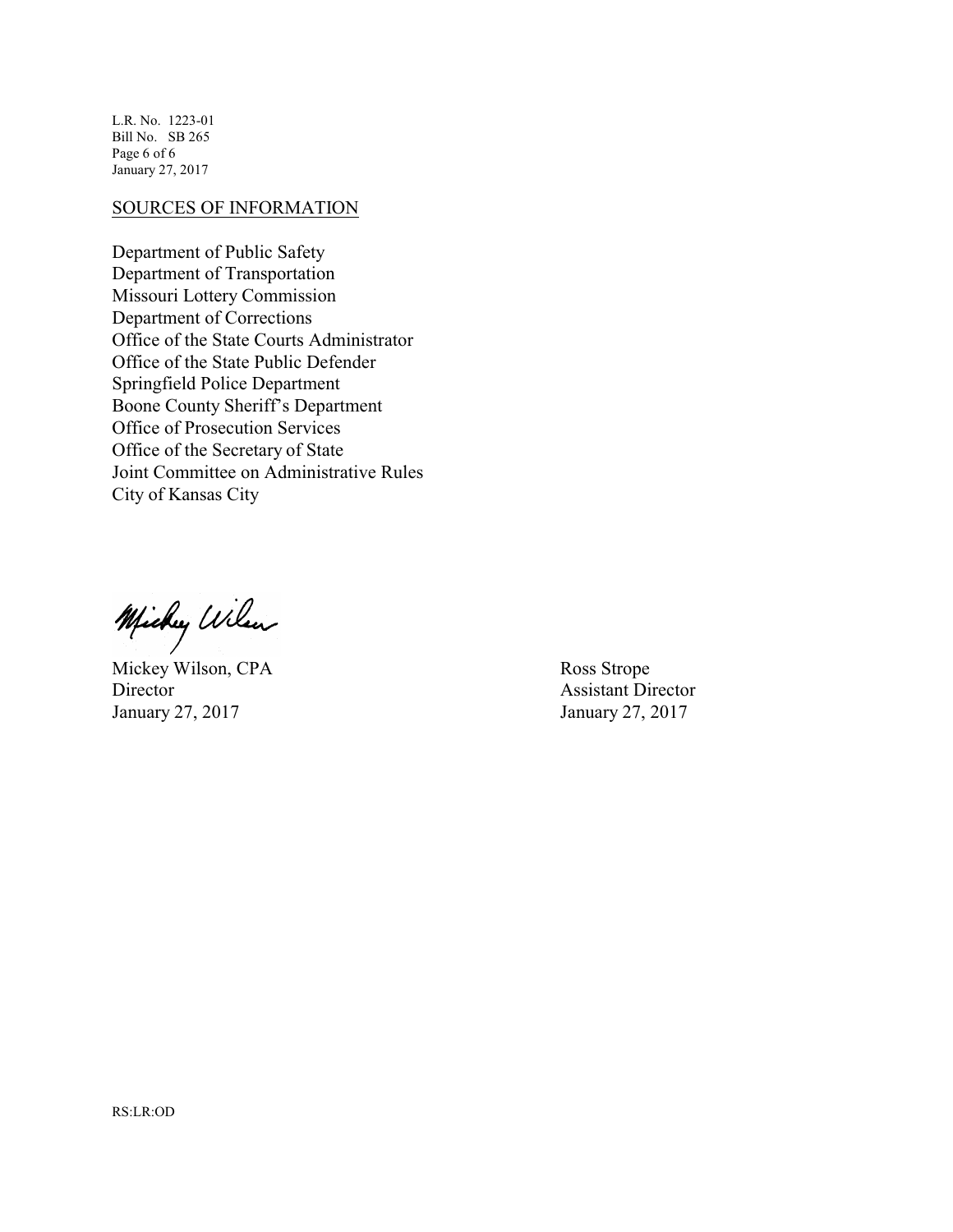## SOURCES OF INFORMATION

Department of Public Safety
Department of Transportation
Missouri Lottery Commission
Department of Corrections
Office of the State Courts Administrator
Office of the State Public Defender
Springfield Police Department
Boone County Sheriff's Department
Office of Prosecution Services
Office of the Secretary of State
Joint Committee on Administrative Rules
City of Kansas City

Mickey Wilson, CPA
Director
January 27, 2017

Ross Strope
Assistant Director
January 27, 2017

RS:LR:OD